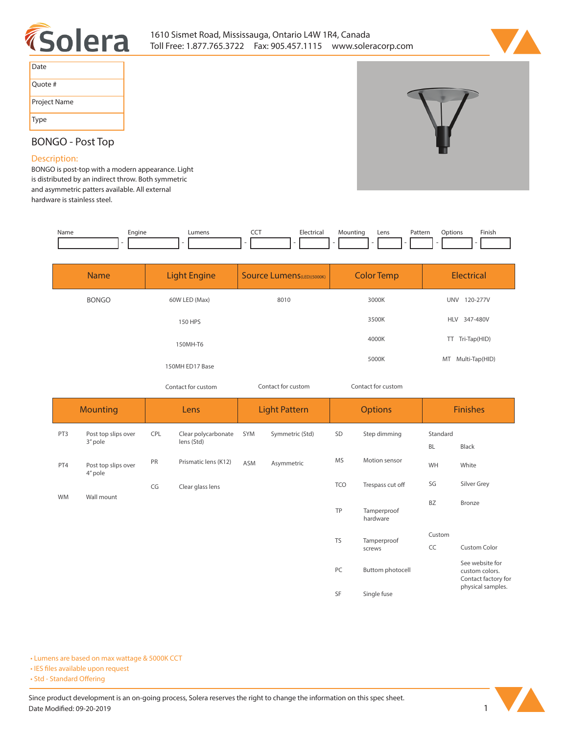Solera

1610 Sismet Road, Mississauga, Ontario L4W 1R4, Canada
Toll Free: 1.877.765.3722 Fax: 905.457.1115 www.soleracorp.com

| Date | |
|---|---|
| Quote # | |
| Project Name | |
| Type | |

# BONGO - Post Top

## Description:

BONGO is post-top with a modern appearance. Light is distributed by an indirect throw. Both symmetric and asymmetric patters available. All external hardware is stainless steel.

| Name | Engine | Lumens | CCT | Electrical | Mounting | Lens | Pattern | Options | Finish |
|---|---|---|---|---|---|---|---|---|---|
| | - | - | - | - | - | - | - | - | - |

| Name | Light Engine | Source Lumens (LED)(5000K) | Color Temp | Electrical |
|---|---|---|---|---|
| BONGO | 60W LED (Max) | 8010 | 3000K | UNV 120-277V |
| | 150 HPS | | 3500K | HLV 347-480V |
| | 150MH-T6 | | 4000K | TT Tri-Tap(HID) |
| | 150MH ED17 Base | | 5000K | MT Multi-Tap(HID) |
| | Contact for custom | Contact for custom | Contact for custom | |

| Mounting | | Lens | | Light Pattern | | Options | | Finishes | |
|---|---|---|---|---|---|---|---|---|---|
| PT3 | Post top slips over 3" pole | CPL | Clear polycarbonate lens (Std) | SYM | Symmetric (Std) | SD | Step dimming | Standard | |
| | | | | | | | | BL | Black |
| PT4 | Post top slips over 4" pole | PR | Prismatic lens (K12) | ASM | Asymmetric | MS | Motion sensor | WH | White |
| | | CG | Clear glass lens | | | TCO | Trespass cut off | SG | Silver Grey |
| WM | Wall mount | | | | | | | BZ | Bronze |
| | | | | | | TP | Tamperproof hardware | | |
| | | | | | | | | Custom | |
| | | | | | | TS | Tamperproof screws | CC | Custom Color |
| | | | | | | PC | Buttom photocell | | See website for custom colors. Contact factory for physical samples. |
| | | | | | | SF | Single fuse | | |

• Lumens are based on max wattage & 5000K CCT
• IES files available upon request
• Std - Standard Offering

Since product development is an on-going process, Solera reserves the right to change the information on this spec sheet.
Date Modified: 09-20-2019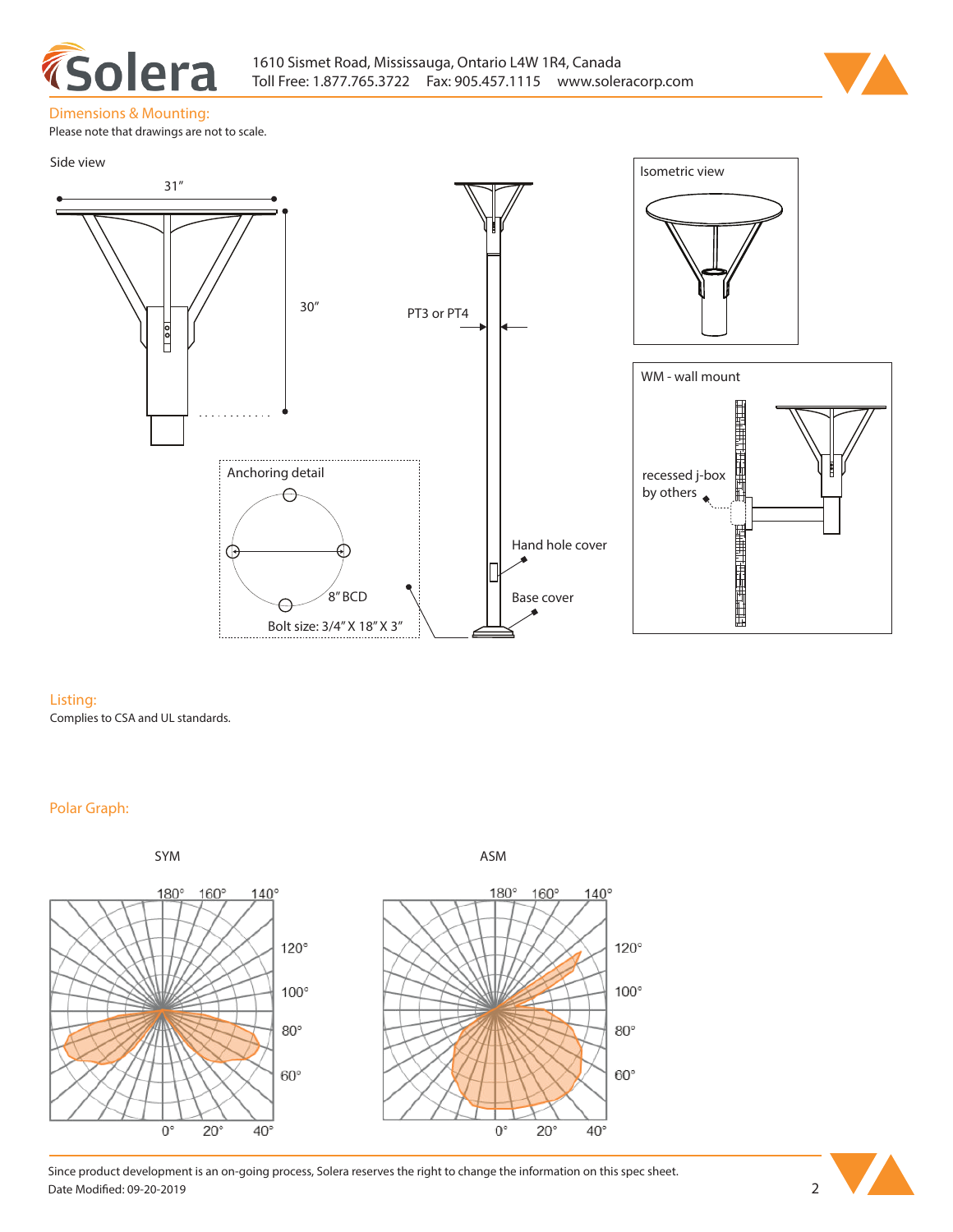Solera

1610 Sismet Road, Mississauga, Ontario L4W 1R4, Canada
Toll Free: 1.877.765.3722 Fax: 905.457.1115 www.soleracorp.com

## Dimensions & Mounting:

Please note that drawings are not to scale.

Side view

31″

30″

PT3 or PT4

Isometric view

WM - wall mount

recessed j-box
by others

Anchoring detail

8″ BCD

Bolt size: 3/4″ X 18″ X 3″

Hand hole cover

Base cover

## Listing:

Complies to CSA and UL standards.

## Polar Graph:

SYM

180° 160° 140°
120°
100°
80°
60°
0° 20° 40°

ASM

180° 160° 140°
120°
100°
80°
60°
0° 20° 40°

Since product development is an on-going process, Solera reserves the right to change the information on this spec sheet.
Date Modified: 09-20-2019